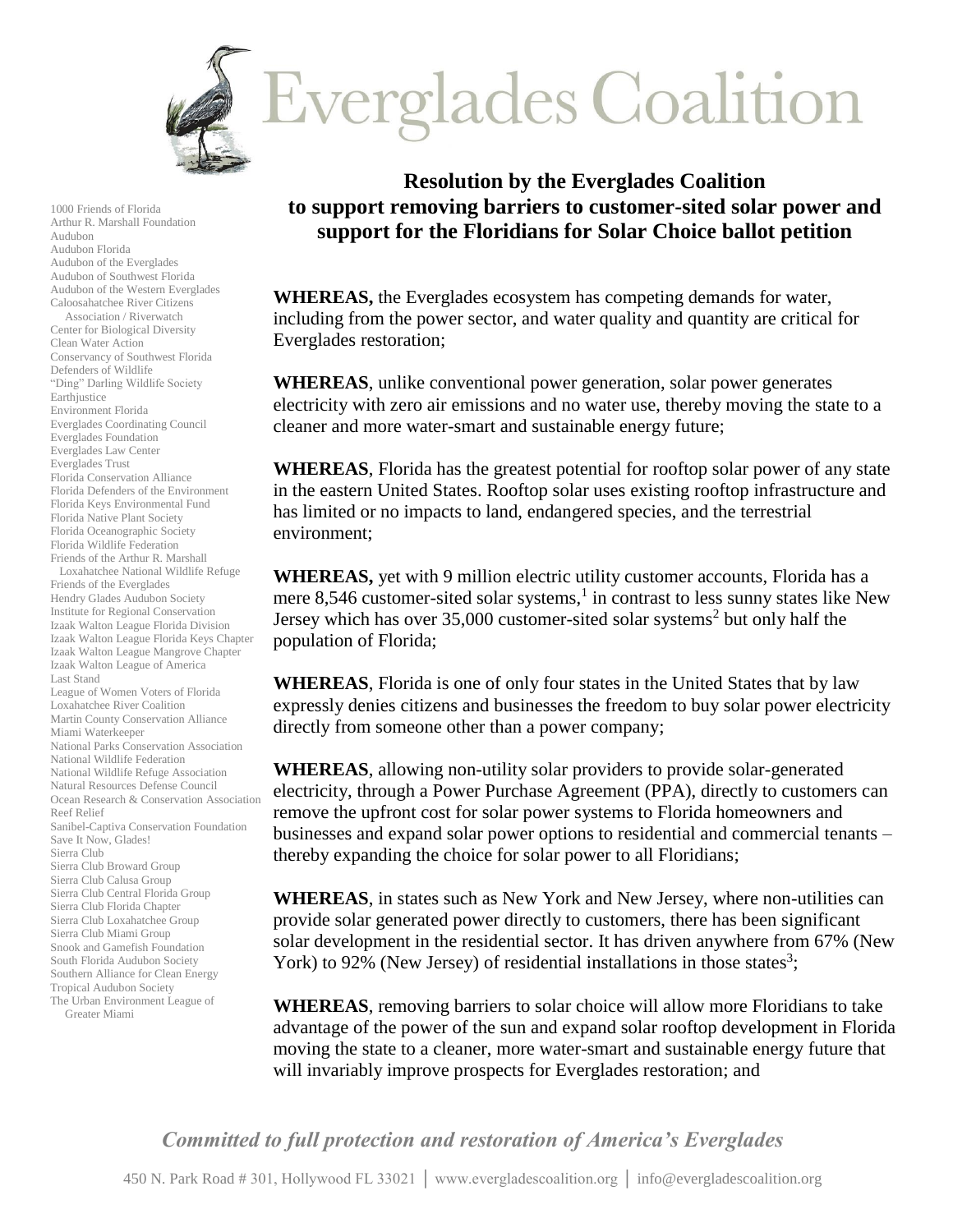# Everglades Coalition

1000 Friends of Florida
Arthur R. Marshall Foundation
Audubon
Audubon Florida
Audubon of the Everglades
Audubon of Southwest Florida
Audubon of the Western Everglades
Caloosahatchee River Citizens Association / Riverwatch
Center for Biological Diversity
Clean Water Action
Conservancy of Southwest Florida
Defenders of Wildlife
"Ding" Darling Wildlife Society
Earthjustice
Environment Florida
Everglades Coordinating Council
Everglades Foundation
Everglades Law Center
Everglades Trust
Florida Conservation Alliance
Florida Defenders of the Environment
Florida Keys Environmental Fund
Florida Native Plant Society
Florida Oceanographic Society
Florida Wildlife Federation
Friends of the Arthur R. Marshall Loxahatchee National Wildlife Refuge
Friends of the Everglades
Hendry Glades Audubon Society
Institute for Regional Conservation
Izaak Walton League Florida Division
Izaak Walton League Florida Keys Chapter
Izaak Walton League Mangrove Chapter
Izaak Walton League of America
Last Stand
League of Women Voters of Florida
Loxahatchee River Coalition
Martin County Conservation Alliance
Miami Waterkeeper
National Parks Conservation Association
National Wildlife Federation
National Wildlife Refuge Association
Natural Resources Defense Council
Ocean Research & Conservation Association
Reef Relief
Sanibel-Captiva Conservation Foundation
Save It Now, Glades!
Sierra Club
Sierra Club Broward Group
Sierra Club Calusa Group
Sierra Club Central Florida Group
Sierra Club Florida Chapter
Sierra Club Loxahatchee Group
Sierra Club Miami Group
Snook and Gamefish Foundation
South Florida Audubon Society
Southern Alliance for Clean Energy
Tropical Audubon Society
The Urban Environment League of Greater Miami

## Resolution by the Everglades Coalition to support removing barriers to customer-sited solar power and support for the Floridians for Solar Choice ballot petition

**WHEREAS,** the Everglades ecosystem has competing demands for water, including from the power sector, and water quality and quantity are critical for Everglades restoration;

**WHEREAS**, unlike conventional power generation, solar power generates electricity with zero air emissions and no water use, thereby moving the state to a cleaner and more water-smart and sustainable energy future;

**WHEREAS**, Florida has the greatest potential for rooftop solar power of any state in the eastern United States. Rooftop solar uses existing rooftop infrastructure and has limited or no impacts to land, endangered species, and the terrestrial environment;

**WHEREAS,** yet with 9 million electric utility customer accounts, Florida has a mere 8,546 customer-sited solar systems,[1] in contrast to less sunny states like New Jersey which has over 35,000 customer-sited solar systems[2] but only half the population of Florida;

**WHEREAS**, Florida is one of only four states in the United States that by law expressly denies citizens and businesses the freedom to buy solar power electricity directly from someone other than a power company;

**WHEREAS**, allowing non-utility solar providers to provide solar-generated electricity, through a Power Purchase Agreement (PPA), directly to customers can remove the upfront cost for solar power systems to Florida homeowners and businesses and expand solar power options to residential and commercial tenants – thereby expanding the choice for solar power to all Floridians;

**WHEREAS**, in states such as New York and New Jersey, where non-utilities can provide solar generated power directly to customers, there has been significant solar development in the residential sector. It has driven anywhere from 67% (New York) to 92% (New Jersey) of residential installations in those states[3];

**WHEREAS**, removing barriers to solar choice will allow more Floridians to take advantage of the power of the sun and expand solar rooftop development in Florida moving the state to a cleaner, more water-smart and sustainable energy future that will invariably improve prospects for Everglades restoration; and

*Committed to full protection and restoration of America's Everglades*

450 N. Park Road # 301, Hollywood FL 33021 | www.evergladescoalition.org | info@evergladescoalition.org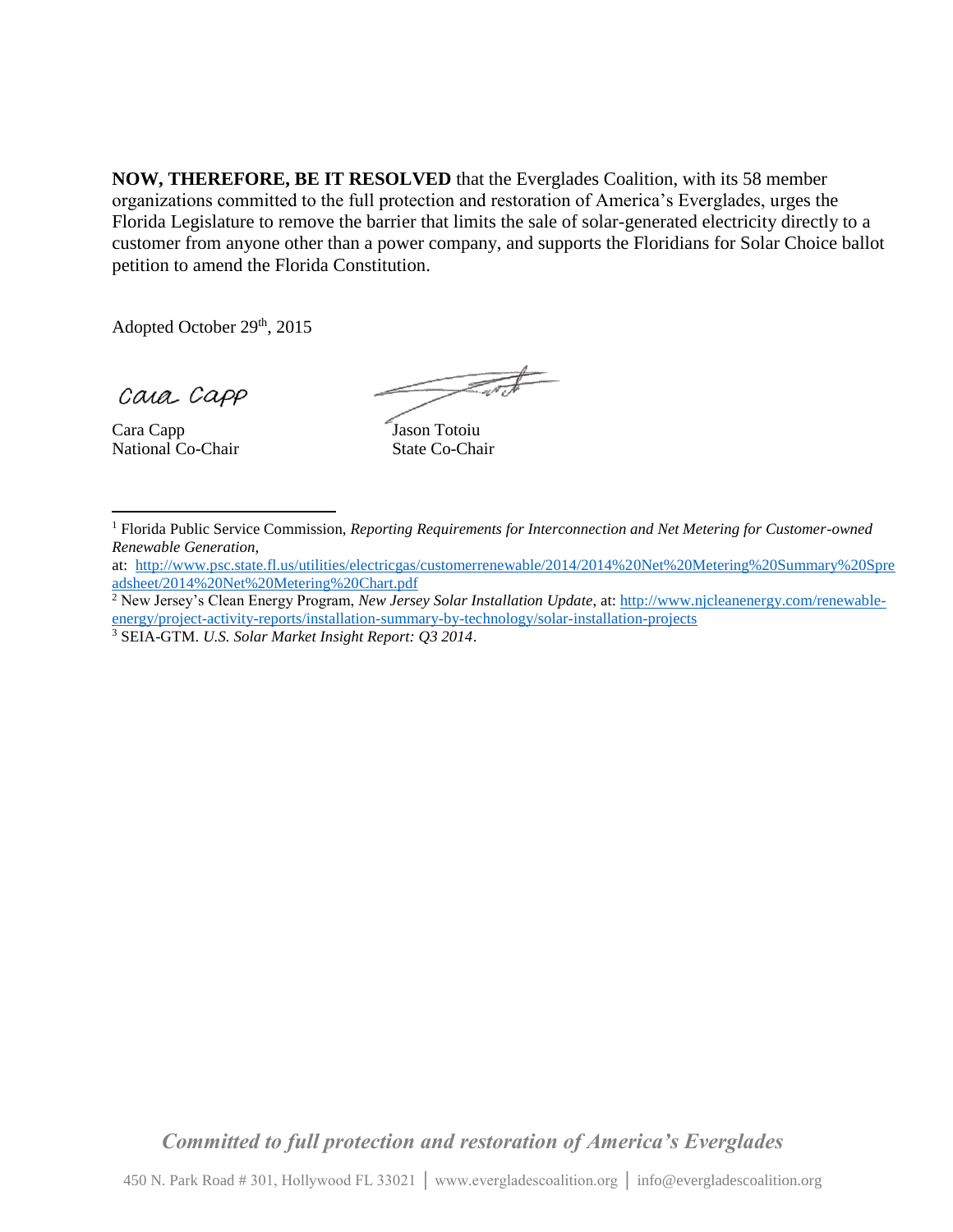**NOW, THEREFORE, BE IT RESOLVED** that the Everglades Coalition, with its 58 member organizations committed to the full protection and restoration of America's Everglades, urges the Florida Legislature to remove the barrier that limits the sale of solar-generated electricity directly to a customer from anyone other than a power company, and supports the Floridians for Solar Choice ballot petition to amend the Florida Constitution.

Adopted October 29th, 2015

Cara Capp
National Co-Chair

Jason Totoiu
State Co-Chair

---

[1] Florida Public Service Commission, *Reporting Requirements for Interconnection and Net Metering for Customer-owned Renewable Generation*,
at: http://www.psc.state.fl.us/utilities/electricgas/customerrenewable/2014/2014%20Net%20Metering%20Summary%20Spreadsheet/2014%20Net%20Metering%20Chart.pdf

[2] New Jersey's Clean Energy Program, *New Jersey Solar Installation Update*, at: http://www.njcleanenergy.com/renewable-energy/project-activity-reports/installation-summary-by-technology/solar-installation-projects

[3] SEIA-GTM. *U.S. Solar Market Insight Report: Q3 2014*.

*Committed to full protection and restoration of America's Everglades*

450 N. Park Road # 301, Hollywood FL 33021 | www.evergladescoalition.org | info@evergladescoalition.org